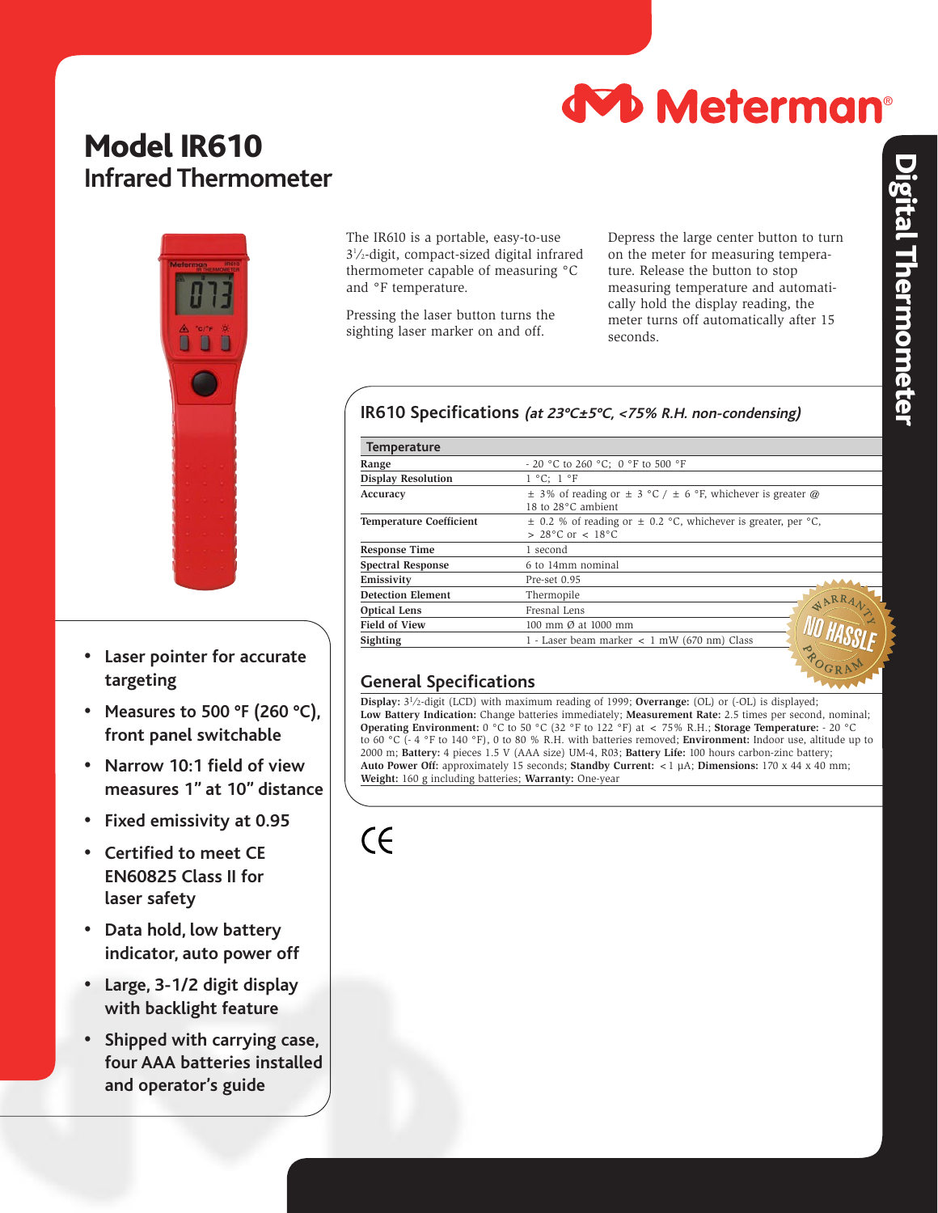Meterman®

# Model IR610
## Infrared Thermometer

Digital Thermometer

The IR610 is a portable, easy-to-use 3½-digit, compact-sized digital infrared thermometer capable of measuring °C and °F temperature.

Pressing the laser button turns the sighting laser marker on and off.

Depress the large center button to turn on the meter for measuring temperature. Release the button to stop measuring temperature and automatically hold the display reading, the meter turns off automatically after 15 seconds.

- Laser pointer for accurate targeting
- Measures to 500 °F (260 °C), front panel switchable
- Narrow 10:1 field of view measures 1" at 10" distance
- Fixed emissivity at 0.95
- Certified to meet CE EN60825 Class II for laser safety
- Data hold, low battery indicator, auto power off
- Large, 3-1/2 digit display with backlight feature
- Shipped with carrying case, four AAA batteries installed and operator's guide

## IR610 Specifications *(at 23°C±5°C, <75% R.H. non-condensing)*

| Temperature | |
|---|---|
| **Range** | - 20 °C to 260 °C; 0 °F to 500 °F |
| **Display Resolution** | 1 °C; 1 °F |
| **Accuracy** | ± 3% of reading or ± 3 °C / ± 6 °F, whichever is greater @ 18 to 28°C ambient |
| **Temperature Coefficient** | ± 0.2 % of reading or ± 0.2 °C, whichever is greater, per °C, > 28°C or < 18°C |
| **Response Time** | 1 second |
| **Spectral Response** | 6 to 14mm nominal |
| **Emissivity** | Pre-set 0.95 |
| **Detection Element** | Thermopile |
| **Optical Lens** | Fresnal Lens |
| **Field of View** | 100 mm Ø at 1000 mm |
| **Sighting** | 1 - Laser beam marker < 1 mW (670 nm) Class |

WARRANTY NO HASSLE PROGRAM

## General Specifications

**Display:** 3½-digit (LCD) with maximum reading of 1999; **Overrange:** (OL) or (-OL) is displayed; **Low Battery Indication:** Change batteries immediately; **Measurement Rate:** 2.5 times per second, nominal; **Operating Environment:** 0 °C to 50 °C (32 °F to 122 °F) at < 75% R.H.; **Storage Temperature:** - 20 °C to 60 °C (- 4 °F to 140 °F), 0 to 80 % R.H. with batteries removed; **Environment:** Indoor use, altitude up to 2000 m; **Battery:** 4 pieces 1.5 V (AAA size) UM-4, R03; **Battery Life:** 100 hours carbon-zinc battery; **Auto Power Off:** approximately 15 seconds; **Standby Current:** < 1 µA; **Dimensions:** 170 x 44 x 40 mm; **Weight:** 160 g including batteries; **Warranty:** One-year

CE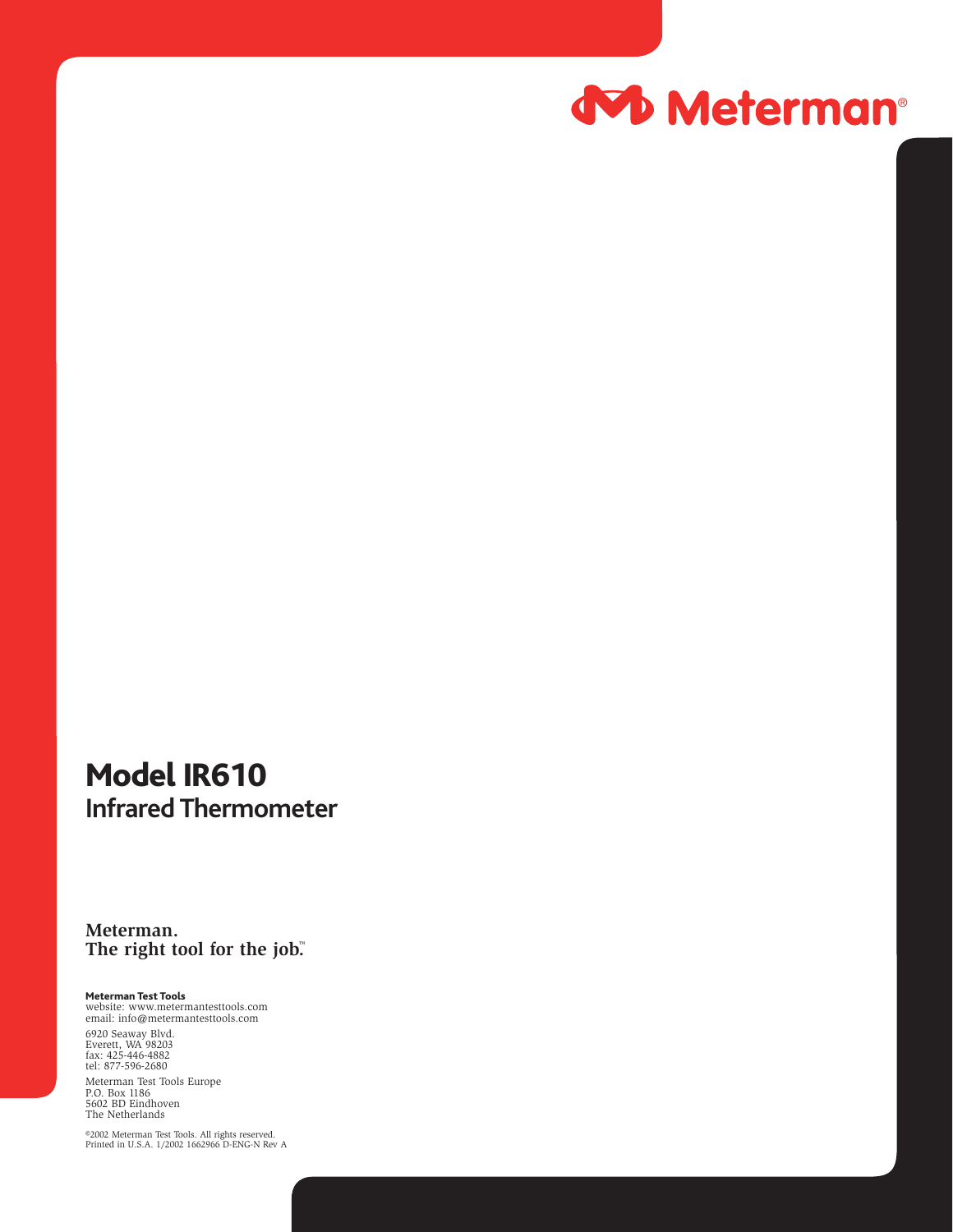Meterman®

# Model IR610
## Infrared Thermometer

**Meterman.**
**The right tool for the job.™**

**Meterman Test Tools**
website: www.metermantesttools.com
email: info@metermantesttools.com

6920 Seaway Blvd.
Everett, WA 98203
fax: 425-446-4882
tel: 877-596-2680

Meterman Test Tools Europe
P.O. Box 1186
5602 BD Eindhoven
The Netherlands

©2002 Meterman Test Tools. All rights reserved.
Printed in U.S.A. 1/2002 1662966 D-ENG-N Rev A